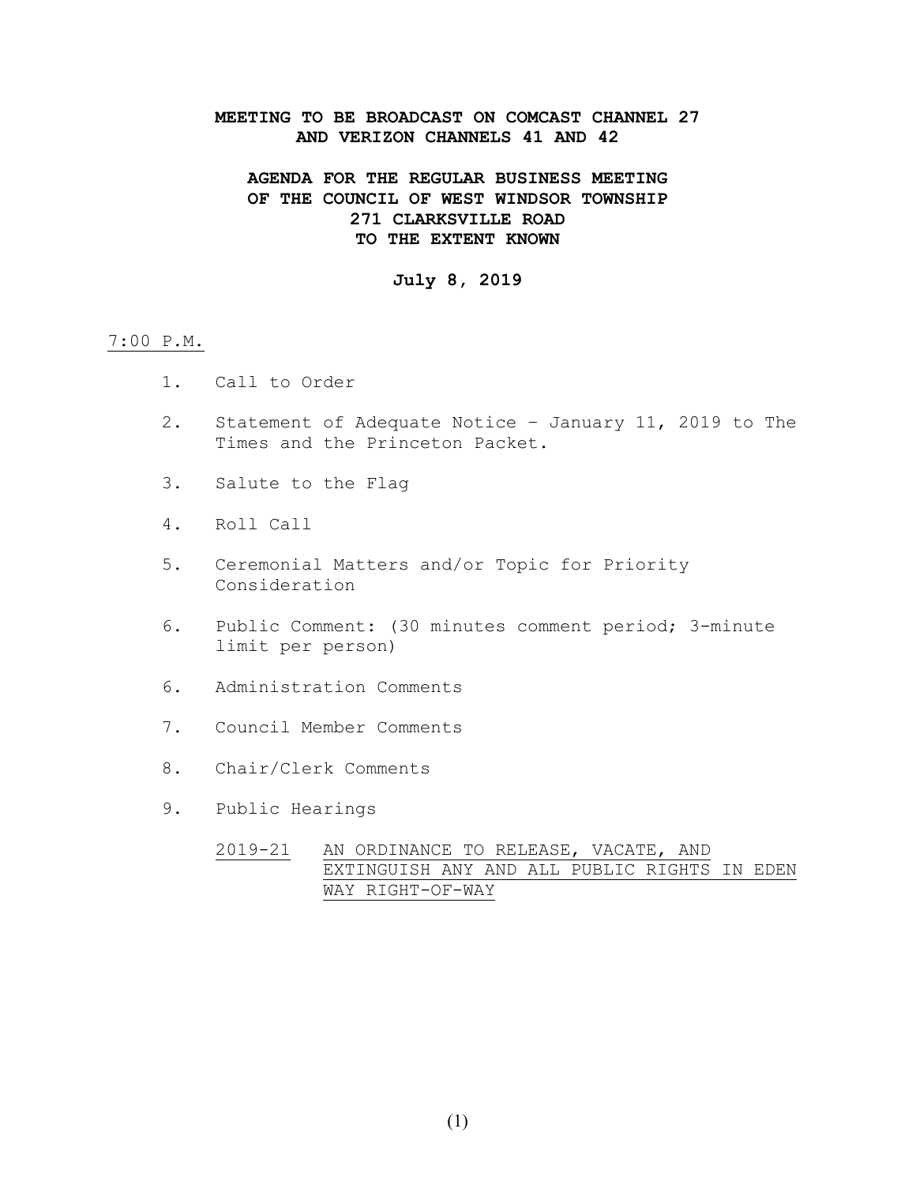**MEETING TO BE BROADCAST ON COMCAST CHANNEL 27**
**AND VERIZON CHANNELS 41 AND 42**

**AGENDA FOR THE REGULAR BUSINESS MEETING**
**OF THE COUNCIL OF WEST WINDSOR TOWNSHIP**
**271 CLARKSVILLE ROAD**
**TO THE EXTENT KNOWN**

**July 8, 2019**

<u>7:00 P.M.</u>

1. Call to Order

2. Statement of Adequate Notice – January 11, 2019 to The Times and the Princeton Packet.

3. Salute to the Flag

4. Roll Call

5. Ceremonial Matters and/or Topic for Priority Consideration

6. Public Comment: (30 minutes comment period; 3-minute limit per person)

6. Administration Comments

7. Council Member Comments

8. Chair/Clerk Comments

9. Public Hearings

   <u>2019-21</u> <u>AN ORDINANCE TO RELEASE, VACATE, AND EXTINGUISH ANY AND ALL PUBLIC RIGHTS IN EDEN WAY RIGHT-OF-WAY</u>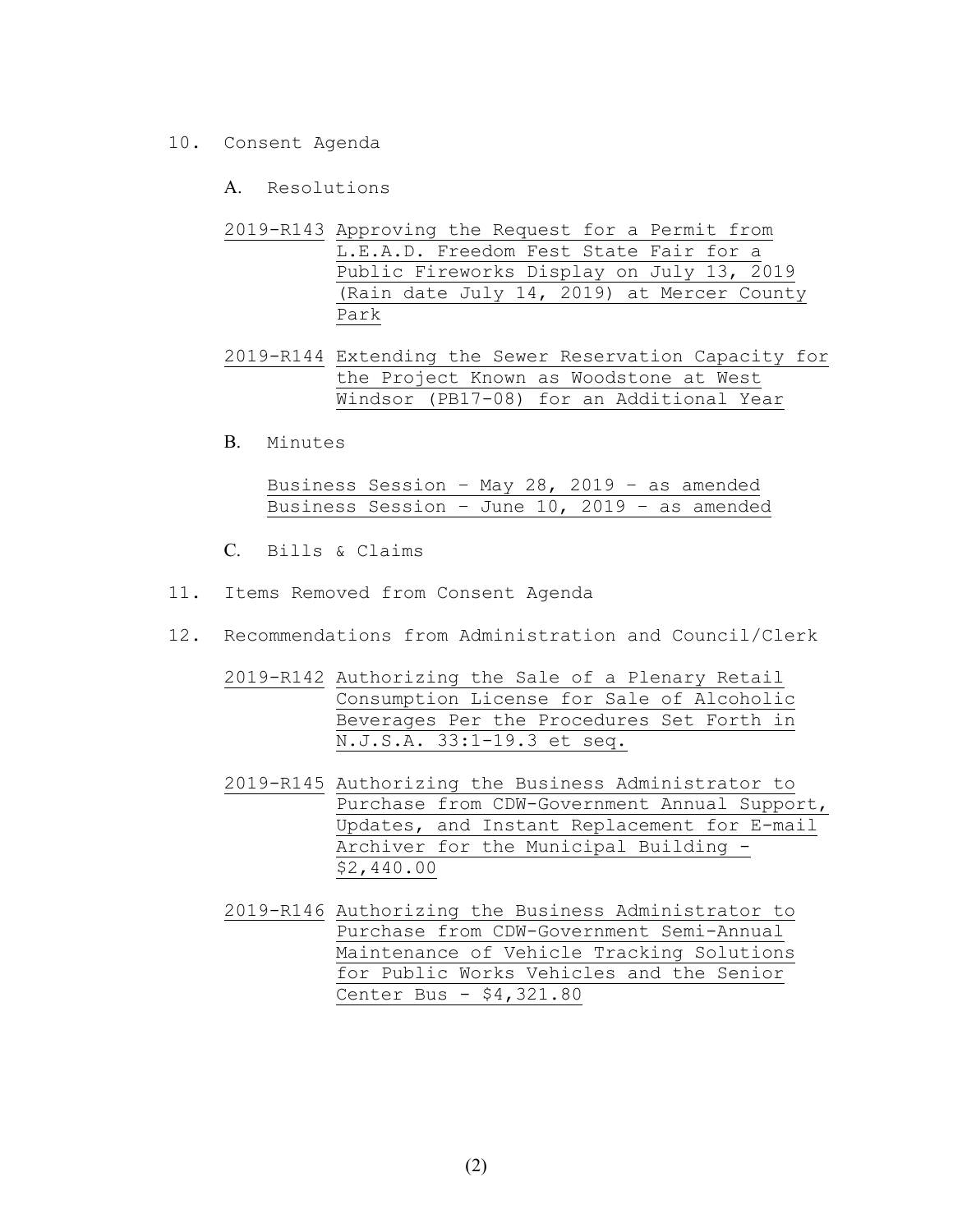10. Consent Agenda

    A. Resolutions

    2019-R143 Approving the Request for a Permit from L.E.A.D. Freedom Fest State Fair for a Public Fireworks Display on July 13, 2019 (Rain date July 14, 2019) at Mercer County Park

    2019-R144 Extending the Sewer Reservation Capacity for the Project Known as Woodstone at West Windsor (PB17-08) for an Additional Year

    B. Minutes

    Business Session – May 28, 2019 – as amended
    Business Session – June 10, 2019 – as amended

    C. Bills & Claims

11. Items Removed from Consent Agenda

12. Recommendations from Administration and Council/Clerk

    2019-R142 Authorizing the Sale of a Plenary Retail Consumption License for Sale of Alcoholic Beverages Per the Procedures Set Forth in N.J.S.A. 33:1-19.3 et seq.

    2019-R145 Authorizing the Business Administrator to Purchase from CDW-Government Annual Support, Updates, and Instant Replacement for E-mail Archiver for the Municipal Building - $2,440.00

    2019-R146 Authorizing the Business Administrator to Purchase from CDW-Government Semi-Annual Maintenance of Vehicle Tracking Solutions for Public Works Vehicles and the Senior Center Bus - $4,321.80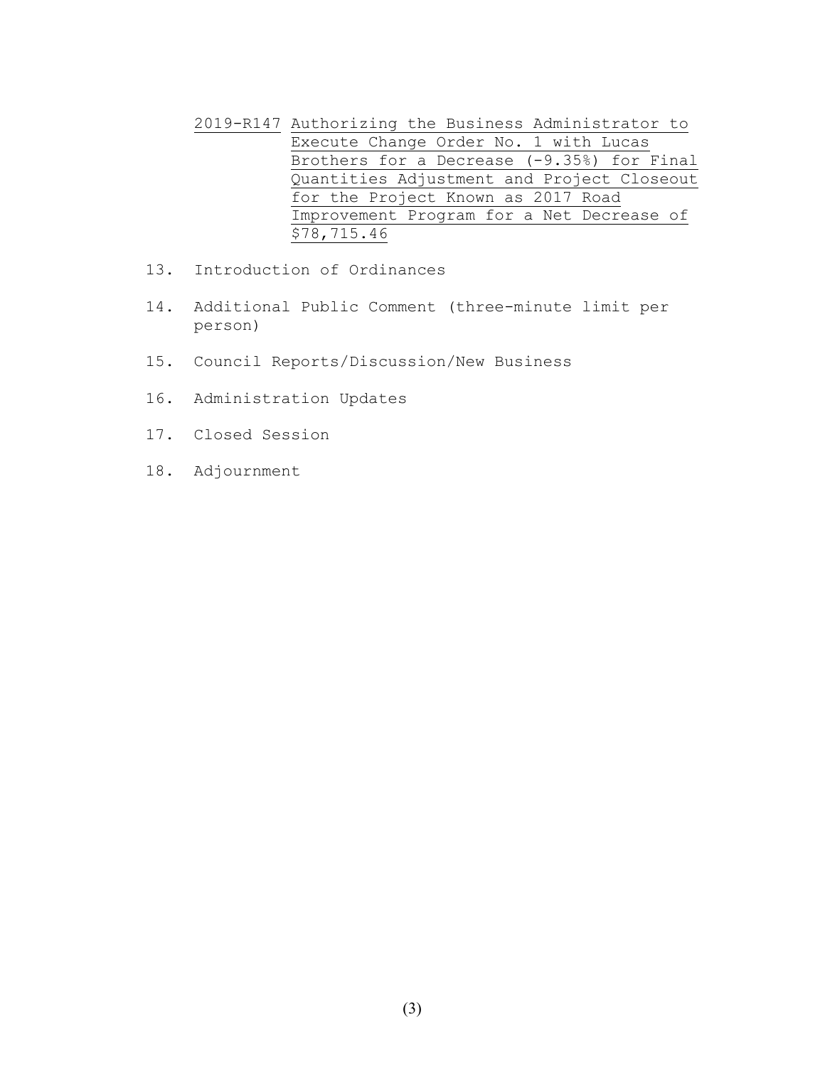2019-R147 Authorizing the Business Administrator to Execute Change Order No. 1 with Lucas Brothers for a Decrease (-9.35%) for Final Quantities Adjustment and Project Closeout for the Project Known as 2017 Road Improvement Program for a Net Decrease of $78,715.46

13. Introduction of Ordinances

14. Additional Public Comment (three-minute limit per person)

15. Council Reports/Discussion/New Business

16. Administration Updates

17. Closed Session

18. Adjournment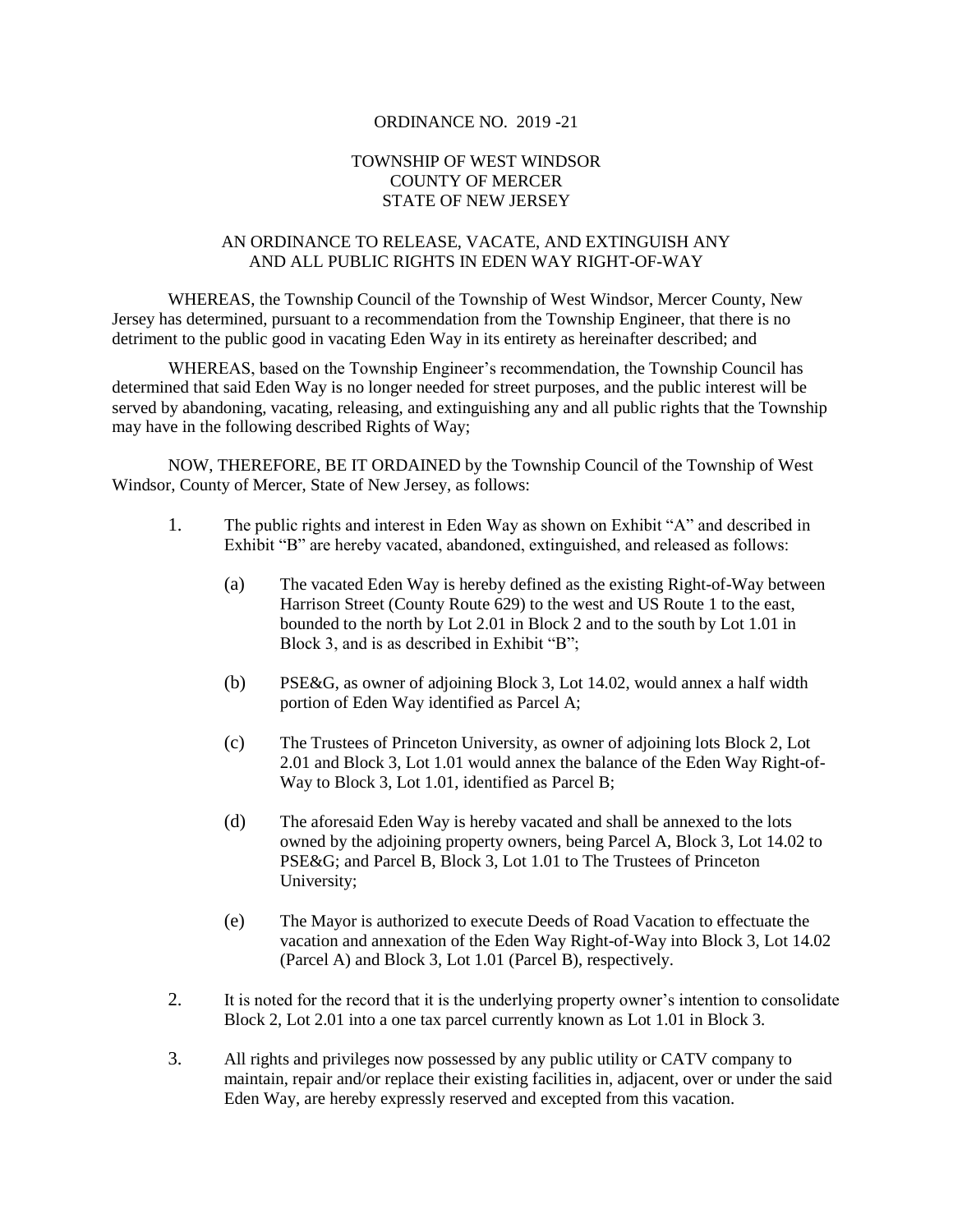ORDINANCE NO. 2019 -21

TOWNSHIP OF WEST WINDSOR
COUNTY OF MERCER
STATE OF NEW JERSEY

AN ORDINANCE TO RELEASE, VACATE, AND EXTINGUISH ANY AND ALL PUBLIC RIGHTS IN EDEN WAY RIGHT-OF-WAY

WHEREAS, the Township Council of the Township of West Windsor, Mercer County, New Jersey has determined, pursuant to a recommendation from the Township Engineer, that there is no detriment to the public good in vacating Eden Way in its entirety as hereinafter described; and

WHEREAS, based on the Township Engineer's recommendation, the Township Council has determined that said Eden Way is no longer needed for street purposes, and the public interest will be served by abandoning, vacating, releasing, and extinguishing any and all public rights that the Township may have in the following described Rights of Way;

NOW, THEREFORE, BE IT ORDAINED by the Township Council of the Township of West Windsor, County of Mercer, State of New Jersey, as follows:

1. The public rights and interest in Eden Way as shown on Exhibit "A" and described in Exhibit "B" are hereby vacated, abandoned, extinguished, and released as follows:

   (a) The vacated Eden Way is hereby defined as the existing Right-of-Way between Harrison Street (County Route 629) to the west and US Route 1 to the east, bounded to the north by Lot 2.01 in Block 2 and to the south by Lot 1.01 in Block 3, and is as described in Exhibit "B";

   (b) PSE&G, as owner of adjoining Block 3, Lot 14.02, would annex a half width portion of Eden Way identified as Parcel A;

   (c) The Trustees of Princeton University, as owner of adjoining lots Block 2, Lot 2.01 and Block 3, Lot 1.01 would annex the balance of the Eden Way Right-of-Way to Block 3, Lot 1.01, identified as Parcel B;

   (d) The aforesaid Eden Way is hereby vacated and shall be annexed to the lots owned by the adjoining property owners, being Parcel A, Block 3, Lot 14.02 to PSE&G; and Parcel B, Block 3, Lot 1.01 to The Trustees of Princeton University;

   (e) The Mayor is authorized to execute Deeds of Road Vacation to effectuate the vacation and annexation of the Eden Way Right-of-Way into Block 3, Lot 14.02 (Parcel A) and Block 3, Lot 1.01 (Parcel B), respectively.

2. It is noted for the record that it is the underlying property owner's intention to consolidate Block 2, Lot 2.01 into a one tax parcel currently known as Lot 1.01 in Block 3.

3. All rights and privileges now possessed by any public utility or CATV company to maintain, repair and/or replace their existing facilities in, adjacent, over or under the said Eden Way, are hereby expressly reserved and excepted from this vacation.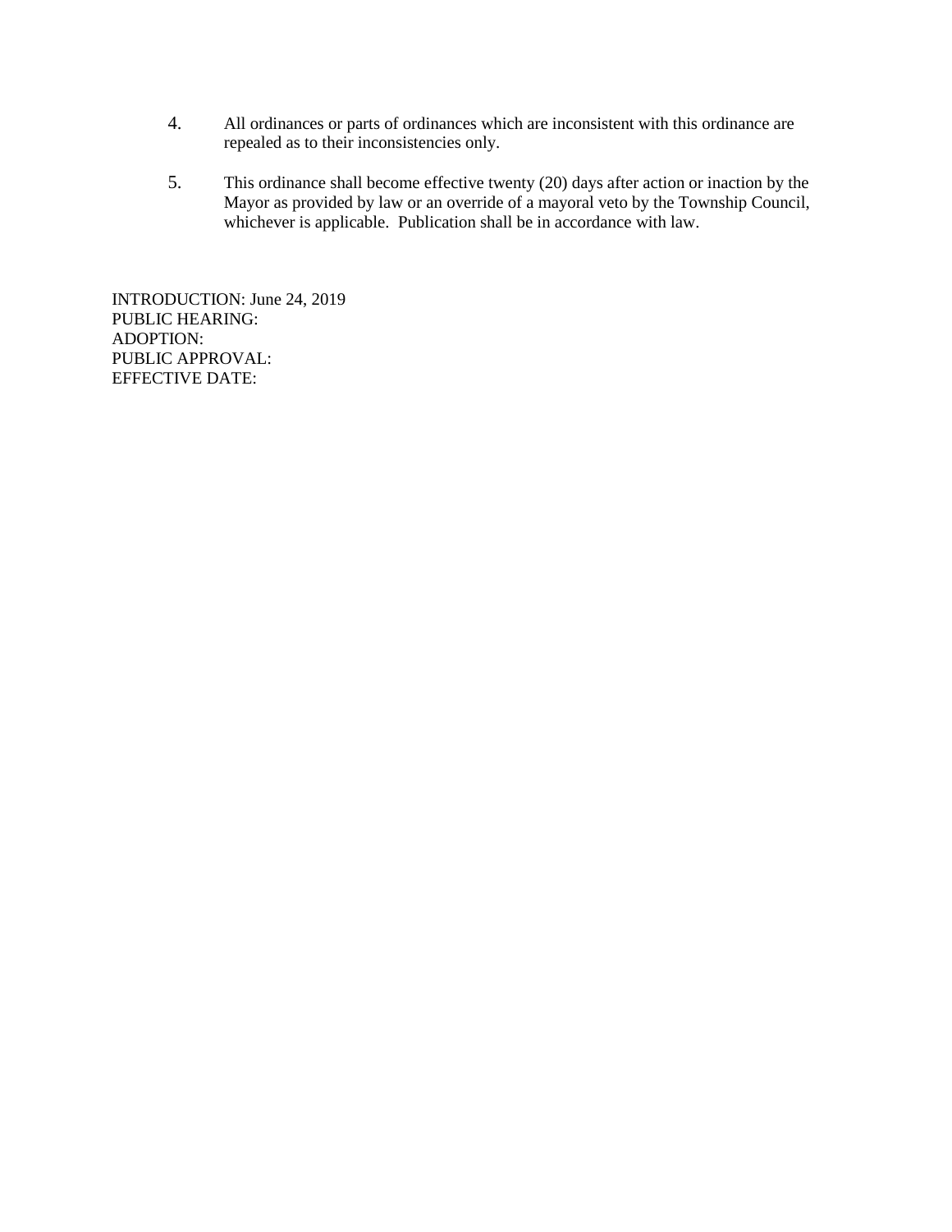4. All ordinances or parts of ordinances which are inconsistent with this ordinance are repealed as to their inconsistencies only.

5. This ordinance shall become effective twenty (20) days after action or inaction by the Mayor as provided by law or an override of a mayoral veto by the Township Council, whichever is applicable. Publication shall be in accordance with law.

INTRODUCTION: June 24, 2019
PUBLIC HEARING:
ADOPTION:
PUBLIC APPROVAL:
EFFECTIVE DATE: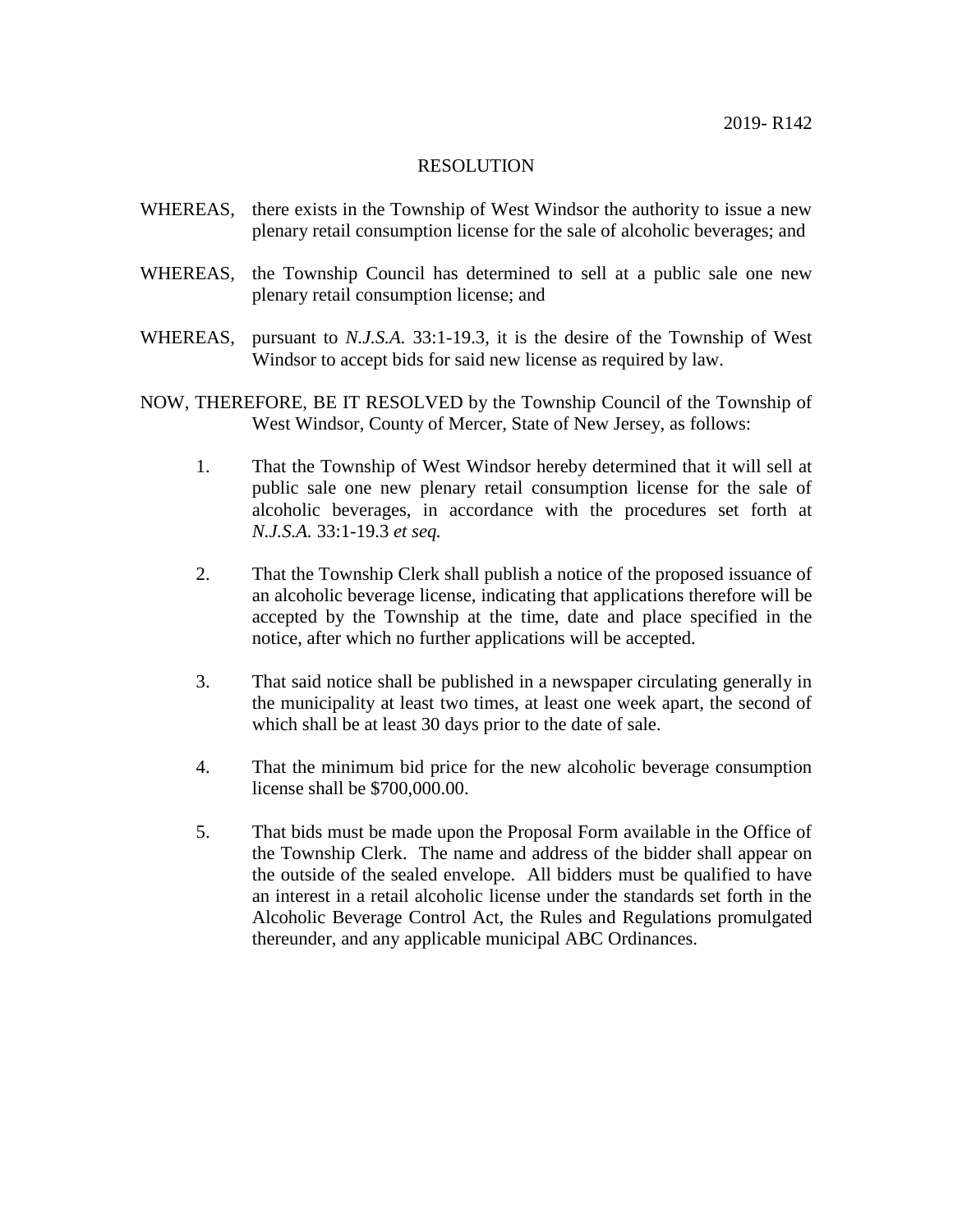2019- R142

# RESOLUTION

WHEREAS, there exists in the Township of West Windsor the authority to issue a new plenary retail consumption license for the sale of alcoholic beverages; and

WHEREAS, the Township Council has determined to sell at a public sale one new plenary retail consumption license; and

WHEREAS, pursuant to *N.J.S.A.* 33:1-19.3, it is the desire of the Township of West Windsor to accept bids for said new license as required by law.

NOW, THEREFORE, BE IT RESOLVED by the Township Council of the Township of West Windsor, County of Mercer, State of New Jersey, as follows:

1. That the Township of West Windsor hereby determined that it will sell at public sale one new plenary retail consumption license for the sale of alcoholic beverages, in accordance with the procedures set forth at *N.J.S.A.* 33:1-19.3 *et seq.*

2. That the Township Clerk shall publish a notice of the proposed issuance of an alcoholic beverage license, indicating that applications therefore will be accepted by the Township at the time, date and place specified in the notice, after which no further applications will be accepted.

3. That said notice shall be published in a newspaper circulating generally in the municipality at least two times, at least one week apart, the second of which shall be at least 30 days prior to the date of sale.

4. That the minimum bid price for the new alcoholic beverage consumption license shall be $700,000.00.

5. That bids must be made upon the Proposal Form available in the Office of the Township Clerk. The name and address of the bidder shall appear on the outside of the sealed envelope. All bidders must be qualified to have an interest in a retail alcoholic license under the standards set forth in the Alcoholic Beverage Control Act, the Rules and Regulations promulgated thereunder, and any applicable municipal ABC Ordinances.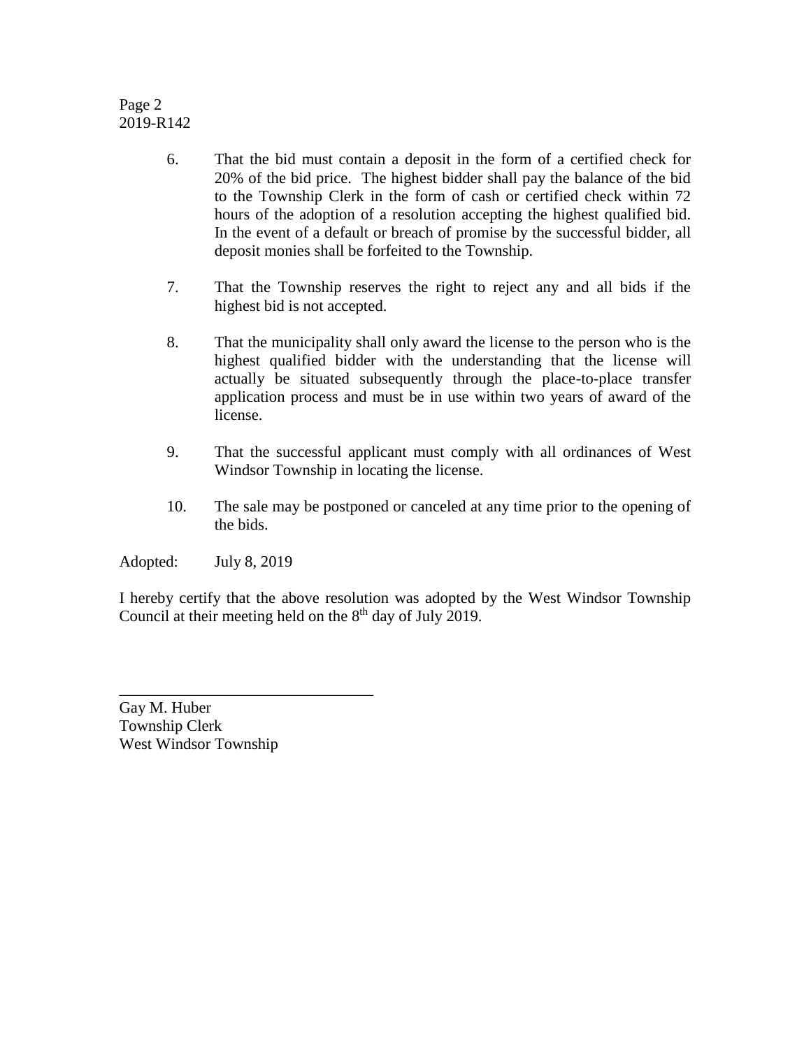Page 2
2019-R142

6. That the bid must contain a deposit in the form of a certified check for 20% of the bid price. The highest bidder shall pay the balance of the bid to the Township Clerk in the form of cash or certified check within 72 hours of the adoption of a resolution accepting the highest qualified bid. In the event of a default or breach of promise by the successful bidder, all deposit monies shall be forfeited to the Township.

7. That the Township reserves the right to reject any and all bids if the highest bid is not accepted.

8. That the municipality shall only award the license to the person who is the highest qualified bidder with the understanding that the license will actually be situated subsequently through the place-to-place transfer application process and must be in use within two years of award of the license.

9. That the successful applicant must comply with all ordinances of West Windsor Township in locating the license.

10. The sale may be postponed or canceled at any time prior to the opening of the bids.

Adopted: July 8, 2019

I hereby certify that the above resolution was adopted by the West Windsor Township Council at their meeting held on the 8th day of July 2019.

________________________________

Gay M. Huber
Township Clerk
West Windsor Township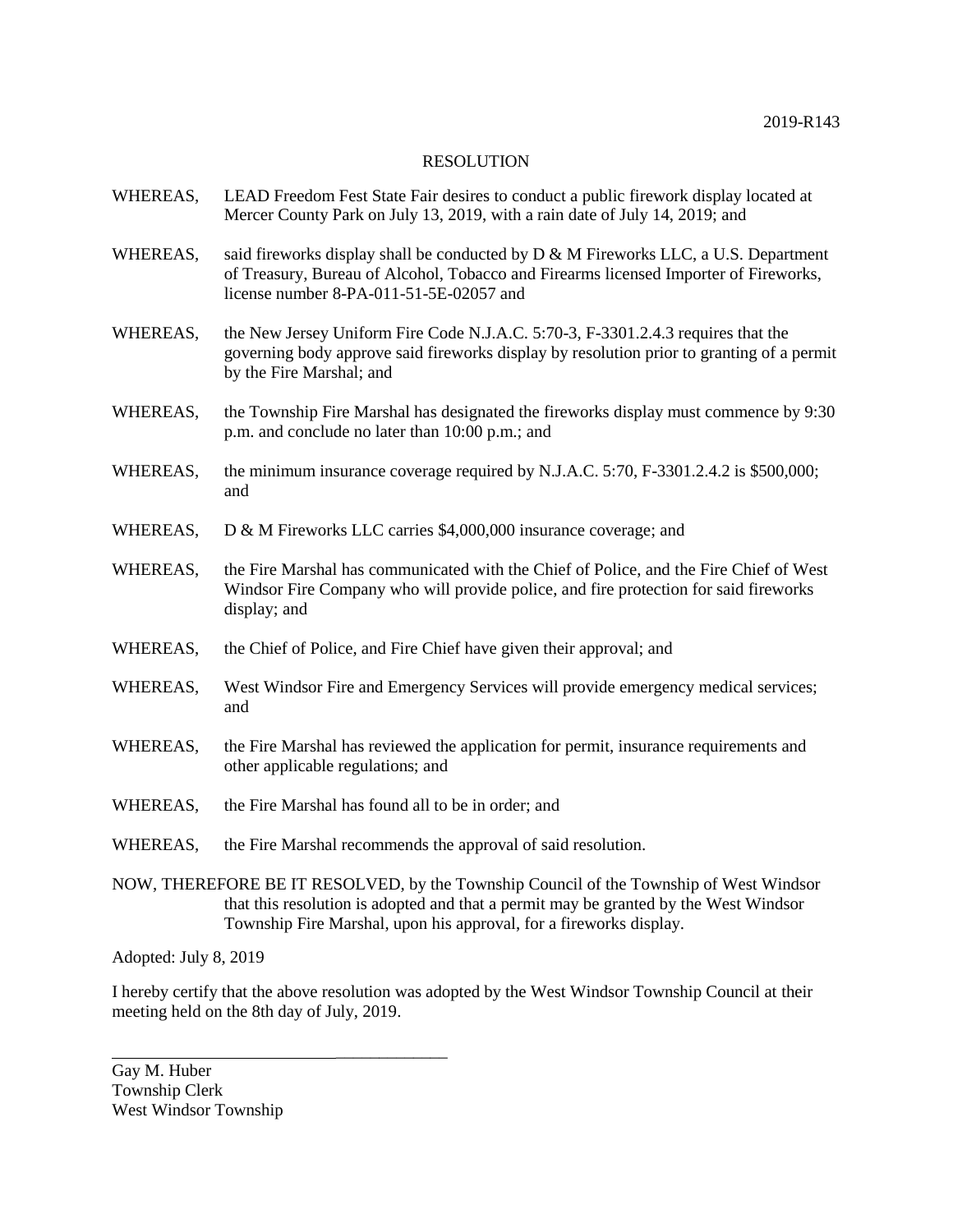2019-R143

RESOLUTION

WHEREAS, LEAD Freedom Fest State Fair desires to conduct a public firework display located at Mercer County Park on July 13, 2019, with a rain date of July 14, 2019; and

WHEREAS, said fireworks display shall be conducted by D & M Fireworks LLC, a U.S. Department of Treasury, Bureau of Alcohol, Tobacco and Firearms licensed Importer of Fireworks, license number 8-PA-011-51-5E-02057 and

WHEREAS, the New Jersey Uniform Fire Code N.J.A.C. 5:70-3, F-3301.2.4.3 requires that the governing body approve said fireworks display by resolution prior to granting of a permit by the Fire Marshal; and

WHEREAS, the Township Fire Marshal has designated the fireworks display must commence by 9:30 p.m. and conclude no later than 10:00 p.m.; and

WHEREAS, the minimum insurance coverage required by N.J.A.C. 5:70, F-3301.2.4.2 is $500,000; and

WHEREAS, D & M Fireworks LLC carries $4,000,000 insurance coverage; and

WHEREAS, the Fire Marshal has communicated with the Chief of Police, and the Fire Chief of West Windsor Fire Company who will provide police, and fire protection for said fireworks display; and

WHEREAS, the Chief of Police, and Fire Chief have given their approval; and

WHEREAS, West Windsor Fire and Emergency Services will provide emergency medical services; and

WHEREAS, the Fire Marshal has reviewed the application for permit, insurance requirements and other applicable regulations; and

WHEREAS, the Fire Marshal has found all to be in order; and

WHEREAS, the Fire Marshal recommends the approval of said resolution.

NOW, THEREFORE BE IT RESOLVED, by the Township Council of the Township of West Windsor that this resolution is adopted and that a permit may be granted by the West Windsor Township Fire Marshal, upon his approval, for a fireworks display.

Adopted: July 8, 2019

I hereby certify that the above resolution was adopted by the West Windsor Township Council at their meeting held on the 8th day of July, 2019.

\_\_\_\_\_\_\_\_\_\_\_\_\_\_\_\_\_\_\_\_\_\_\_\_\_\_\_\_\_\_\_\_\_\_\_\_

Gay M. Huber
Township Clerk
West Windsor Township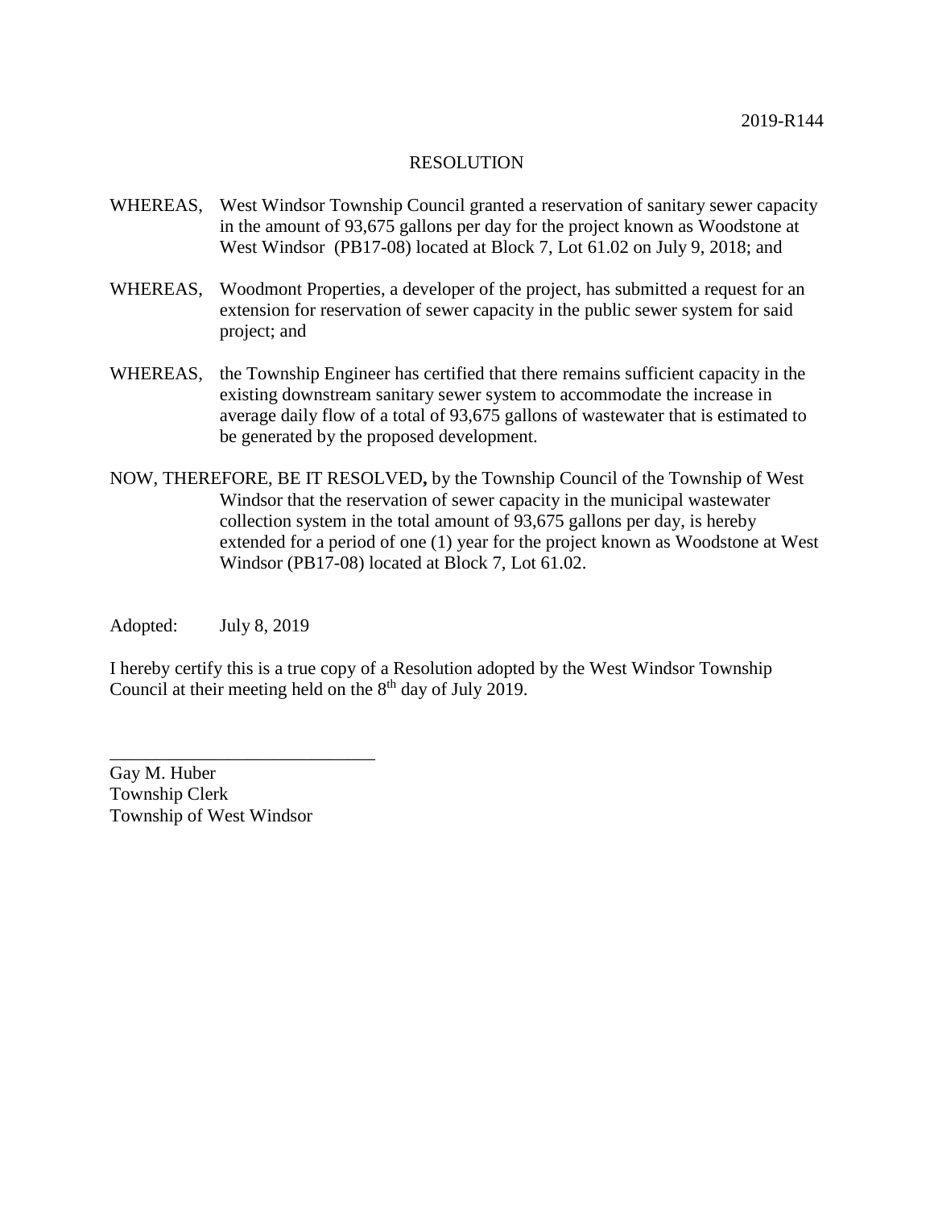2019-R144

# RESOLUTION

WHEREAS, West Windsor Township Council granted a reservation of sanitary sewer capacity in the amount of 93,675 gallons per day for the project known as Woodstone at West Windsor (PB17-08) located at Block 7, Lot 61.02 on July 9, 2018; and

WHEREAS, Woodmont Properties, a developer of the project, has submitted a request for an extension for reservation of sewer capacity in the public sewer system for said project; and

WHEREAS, the Township Engineer has certified that there remains sufficient capacity in the existing downstream sanitary sewer system to accommodate the increase in average daily flow of a total of 93,675 gallons of wastewater that is estimated to be generated by the proposed development.

NOW, THEREFORE, BE IT RESOLVED**,** by the Township Council of the Township of West Windsor that the reservation of sewer capacity in the municipal wastewater collection system in the total amount of 93,675 gallons per day, is hereby extended for a period of one (1) year for the project known as Woodstone at West Windsor (PB17-08) located at Block 7, Lot 61.02.

Adopted: July 8, 2019

I hereby certify this is a true copy of a Resolution adopted by the West Windsor Township Council at their meeting held on the 8th day of July 2019.

\_\_\_\_\_\_\_\_\_\_\_\_\_\_\_\_\_\_\_\_\_\_\_\_\_\_\_\_\_\_

Gay M. Huber
Township Clerk
Township of West Windsor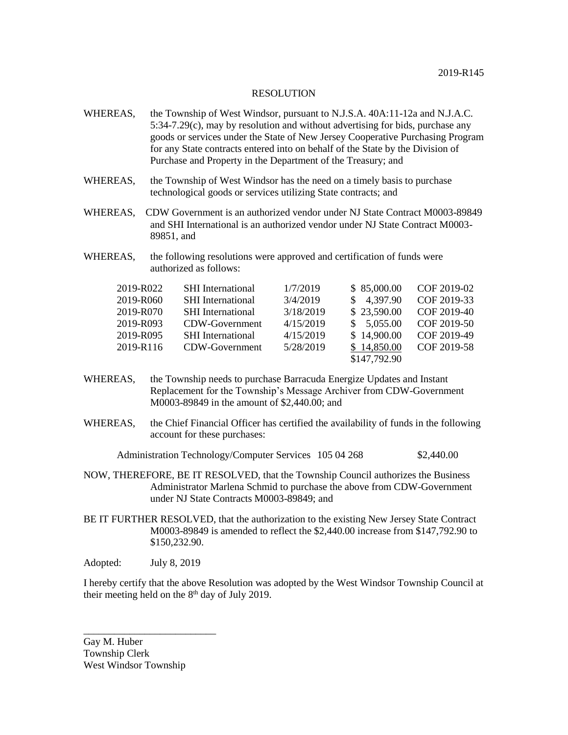2019-R145

# RESOLUTION

WHEREAS, the Township of West Windsor, pursuant to N.J.S.A. 40A:11-12a and N.J.A.C. 5:34-7.29(c), may by resolution and without advertising for bids, purchase any goods or services under the State of New Jersey Cooperative Purchasing Program for any State contracts entered into on behalf of the State by the Division of Purchase and Property in the Department of the Treasury; and

WHEREAS, the Township of West Windsor has the need on a timely basis to purchase technological goods or services utilizing State contracts; and

WHEREAS, CDW Government is an authorized vendor under NJ State Contract M0003-89849 and SHI International is an authorized vendor under NJ State Contract M0003-89851, and

WHEREAS, the following resolutions were approved and certification of funds were authorized as follows:

| | | | | |
|---|---|---|---|---|
| 2019-R022 | SHI International | 1/7/2019 | $ 85,000.00 | COF 2019-02 |
| 2019-R060 | SHI International | 3/4/2019 | $ 4,397.90 | COF 2019-33 |
| 2019-R070 | SHI International | 3/18/2019 | $ 23,590.00 | COF 2019-40 |
| 2019-R093 | CDW-Government | 4/15/2019 | $ 5,055.00 | COF 2019-50 |
| 2019-R095 | SHI International | 4/15/2019 | $ 14,900.00 | COF 2019-49 |
| 2019-R116 | CDW-Government | 5/28/2019 | $ 14,850.00 | COF 2019-58 |
| | | | $147,792.90 | |

WHEREAS, the Township needs to purchase Barracuda Energize Updates and Instant Replacement for the Township's Message Archiver from CDW-Government M0003-89849 in the amount of $2,440.00; and

WHEREAS, the Chief Financial Officer has certified the availability of funds in the following account for these purchases:

Administration Technology/Computer Services 105 04 268 $2,440.00

NOW, THEREFORE, BE IT RESOLVED, that the Township Council authorizes the Business Administrator Marlena Schmid to purchase the above from CDW-Government under NJ State Contracts M0003-89849; and

BE IT FURTHER RESOLVED, that the authorization to the existing New Jersey State Contract M0003-89849 is amended to reflect the $2,440.00 increase from $147,792.90 to $150,232.90.

Adopted: July 8, 2019

I hereby certify that the above Resolution was adopted by the West Windsor Township Council at their meeting held on the 8th day of July 2019.

\_\_\_\_\_\_\_\_\_\_\_\_\_\_\_\_\_\_\_\_\_\_\_\_\_\_\_

Gay M. Huber
Township Clerk
West Windsor Township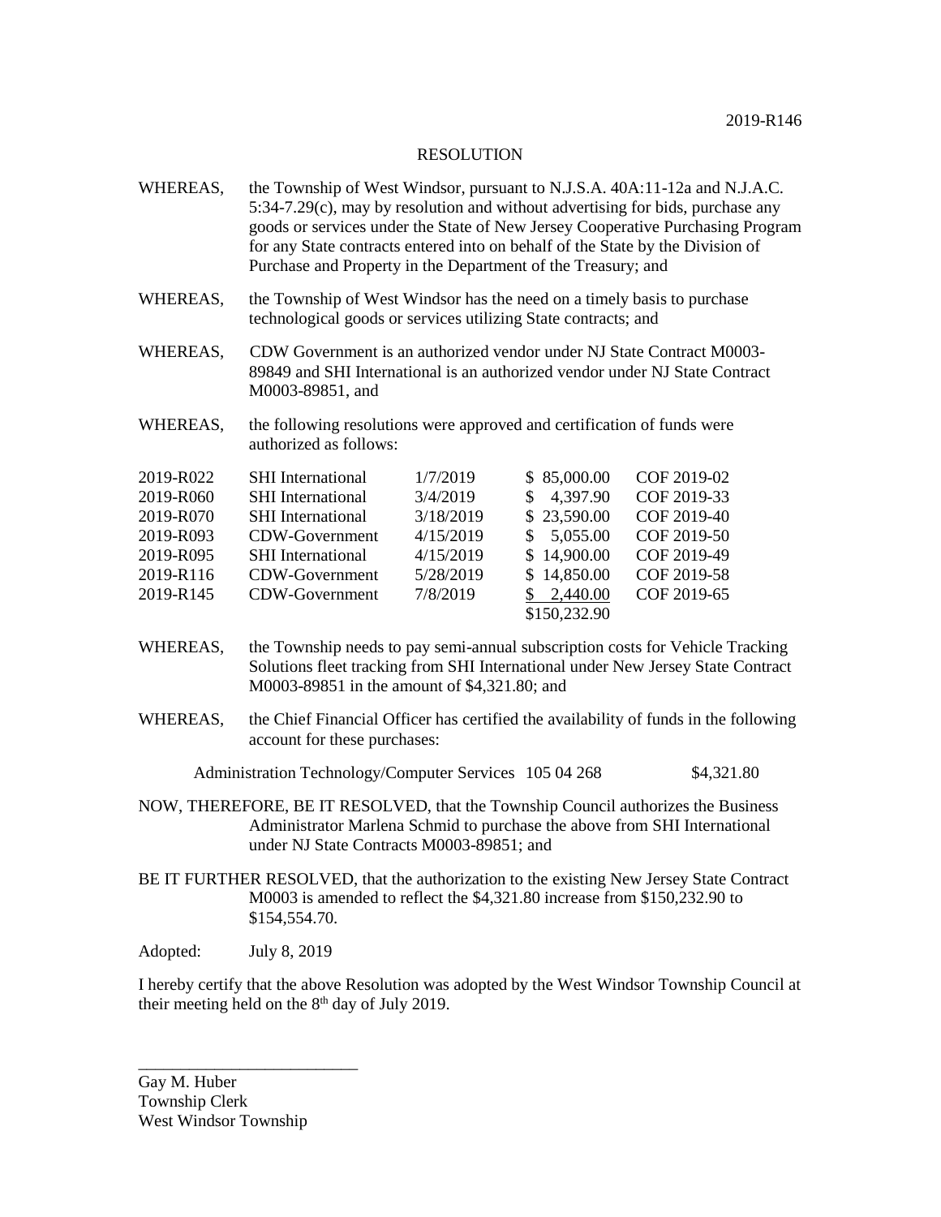2019-R146

RESOLUTION

WHEREAS, the Township of West Windsor, pursuant to N.J.S.A. 40A:11-12a and N.J.A.C. 5:34-7.29(c), may by resolution and without advertising for bids, purchase any goods or services under the State of New Jersey Cooperative Purchasing Program for any State contracts entered into on behalf of the State by the Division of Purchase and Property in the Department of the Treasury; and

WHEREAS, the Township of West Windsor has the need on a timely basis to purchase technological goods or services utilizing State contracts; and

WHEREAS, CDW Government is an authorized vendor under NJ State Contract M0003-89849 and SHI International is an authorized vendor under NJ State Contract M0003-89851, and

WHEREAS, the following resolutions were approved and certification of funds were authorized as follows:

| | | | | |
|---|---|---|---|---|
| 2019-R022 | SHI International | 1/7/2019 | $ 85,000.00 | COF 2019-02 |
| 2019-R060 | SHI International | 3/4/2019 | $ 4,397.90 | COF 2019-33 |
| 2019-R070 | SHI International | 3/18/2019 | $ 23,590.00 | COF 2019-40 |
| 2019-R093 | CDW-Government | 4/15/2019 | $ 5,055.00 | COF 2019-50 |
| 2019-R095 | SHI International | 4/15/2019 | $ 14,900.00 | COF 2019-49 |
| 2019-R116 | CDW-Government | 5/28/2019 | $ 14,850.00 | COF 2019-58 |
| 2019-R145 | CDW-Government | 7/8/2019 | $ 2,440.00 | COF 2019-65 |
| | | | $150,232.90 | |

WHEREAS, the Township needs to pay semi-annual subscription costs for Vehicle Tracking Solutions fleet tracking from SHI International under New Jersey State Contract M0003-89851 in the amount of $4,321.80; and

WHEREAS, the Chief Financial Officer has certified the availability of funds in the following account for these purchases:

Administration Technology/Computer Services 105 04 268 $4,321.80

NOW, THEREFORE, BE IT RESOLVED, that the Township Council authorizes the Business Administrator Marlena Schmid to purchase the above from SHI International under NJ State Contracts M0003-89851; and

BE IT FURTHER RESOLVED, that the authorization to the existing New Jersey State Contract M0003 is amended to reflect the $4,321.80 increase from $150,232.90 to $154,554.70.

Adopted: July 8, 2019

I hereby certify that the above Resolution was adopted by the West Windsor Township Council at their meeting held on the 8th day of July 2019.

\_\_\_\_\_\_\_\_\_\_\_\_\_\_\_\_\_\_\_\_\_\_\_\_\_\_

Gay M. Huber
Township Clerk
West Windsor Township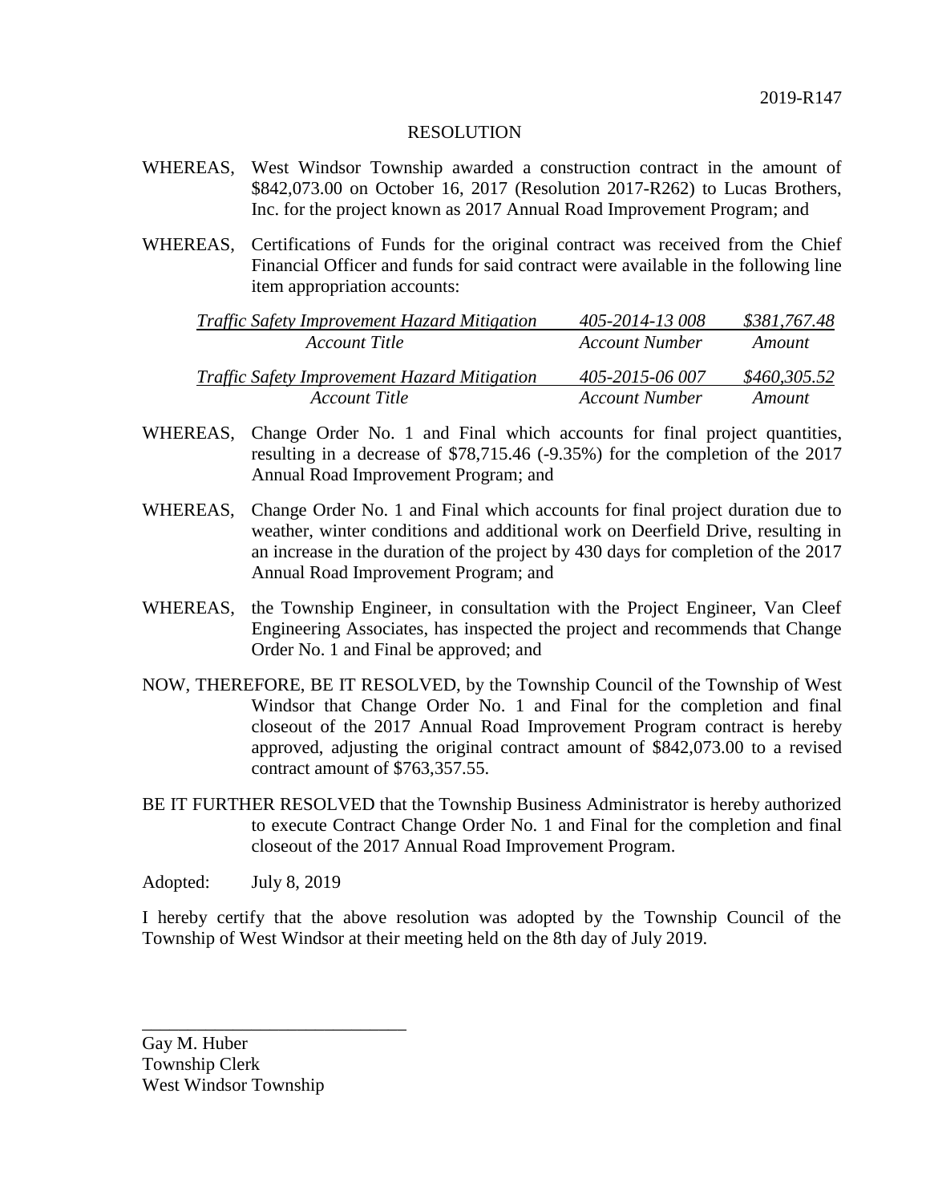2019-R147

RESOLUTION

WHEREAS, West Windsor Township awarded a construction contract in the amount of $842,073.00 on October 16, 2017 (Resolution 2017-R262) to Lucas Brothers, Inc. for the project known as 2017 Annual Road Improvement Program; and

WHEREAS, Certifications of Funds for the original contract was received from the Chief Financial Officer and funds for said contract were available in the following line item appropriation accounts:

| | | |
|---|---|---|
| *Traffic Safety Improvement Hazard Mitigation* | *405-2014-13 008* | *$381,767.48* |
| *Account Title* | *Account Number* | *Amount* |
| *Traffic Safety Improvement Hazard Mitigation* | *405-2015-06 007* | *$460,305.52* |
| *Account Title* | *Account Number* | *Amount* |

WHEREAS, Change Order No. 1 and Final which accounts for final project quantities, resulting in a decrease of $78,715.46 (-9.35%) for the completion of the 2017 Annual Road Improvement Program; and

WHEREAS, Change Order No. 1 and Final which accounts for final project duration due to weather, winter conditions and additional work on Deerfield Drive, resulting in an increase in the duration of the project by 430 days for completion of the 2017 Annual Road Improvement Program; and

WHEREAS, the Township Engineer, in consultation with the Project Engineer, Van Cleef Engineering Associates, has inspected the project and recommends that Change Order No. 1 and Final be approved; and

NOW, THEREFORE, BE IT RESOLVED, by the Township Council of the Township of West Windsor that Change Order No. 1 and Final for the completion and final closeout of the 2017 Annual Road Improvement Program contract is hereby approved, adjusting the original contract amount of $842,073.00 to a revised contract amount of $763,357.55.

BE IT FURTHER RESOLVED that the Township Business Administrator is hereby authorized to execute Contract Change Order No. 1 and Final for the completion and final closeout of the 2017 Annual Road Improvement Program.

Adopted: July 8, 2019

I hereby certify that the above resolution was adopted by the Township Council of the Township of West Windsor at their meeting held on the 8th day of July 2019.

\_\_\_\_\_\_\_\_\_\_\_\_\_\_\_\_\_\_\_\_\_\_\_\_\_\_\_\_\_\_

Gay M. Huber
Township Clerk
West Windsor Township